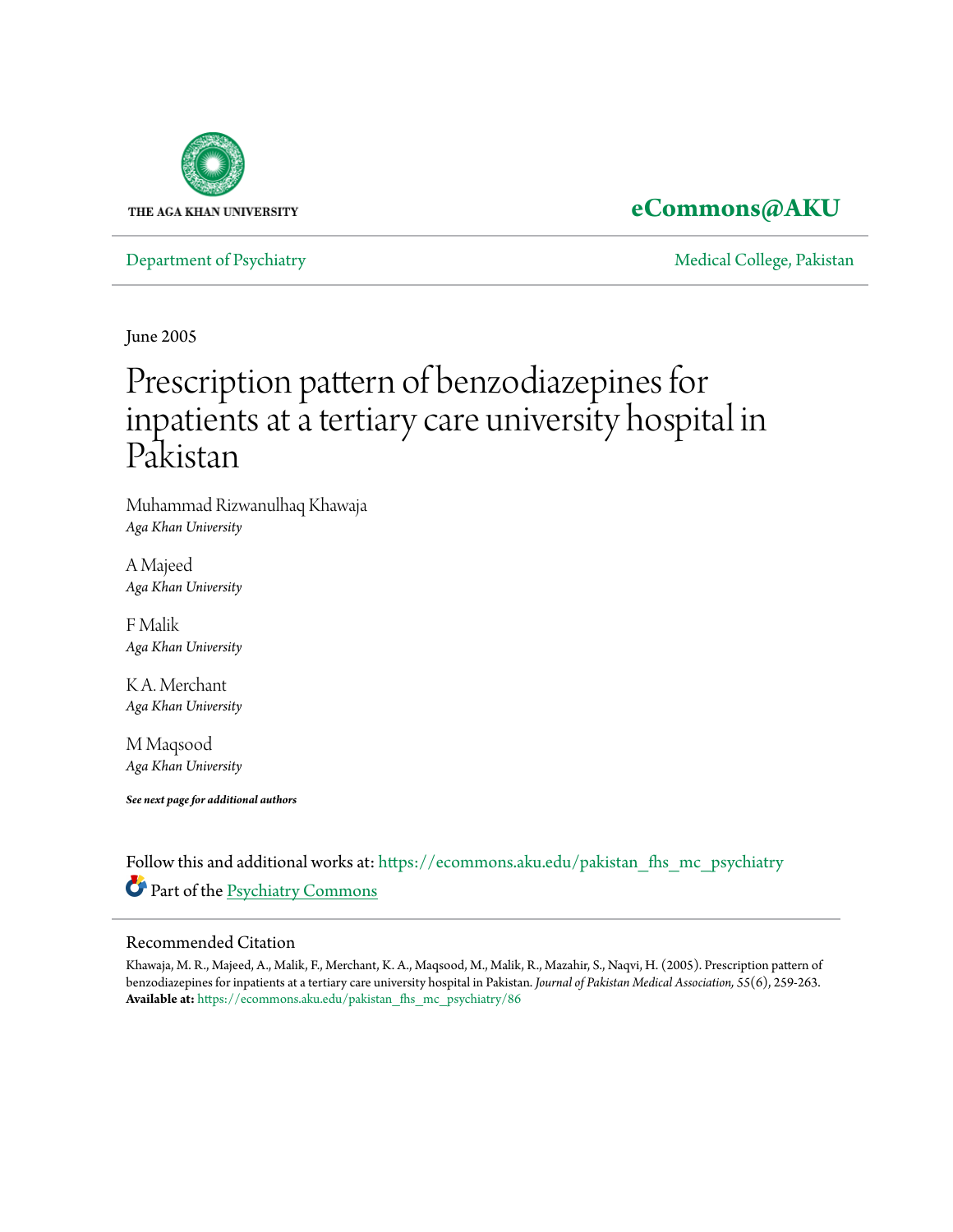THE AGA KHAN UNIVERSITY

**eCommons@AKU**

Department of Psychiatry

Medical College, Pakistan

June 2005

# Prescription pattern of benzodiazepines for inpatients at a tertiary care university hospital in Pakistan

Muhammad Rizwanulhaq Khawaja
*Aga Khan University*

A Majeed
*Aga Khan University*

F Malik
*Aga Khan University*

K A. Merchant
*Aga Khan University*

M Maqsood
*Aga Khan University*

***See next page for additional authors***

Follow this and additional works at: https://ecommons.aku.edu/pakistan_fhs_mc_psychiatry

Part of the Psychiatry Commons

## Recommended Citation

Khawaja, M. R., Majeed, A., Malik, F., Merchant, K. A., Maqsood, M., Malik, R., Mazahir, S., Naqvi, H. (2005). Prescription pattern of benzodiazepines for inpatients at a tertiary care university hospital in Pakistan. *Journal of Pakistan Medical Association, 55*(6), 259-263.
**Available at:** https://ecommons.aku.edu/pakistan_fhs_mc_psychiatry/86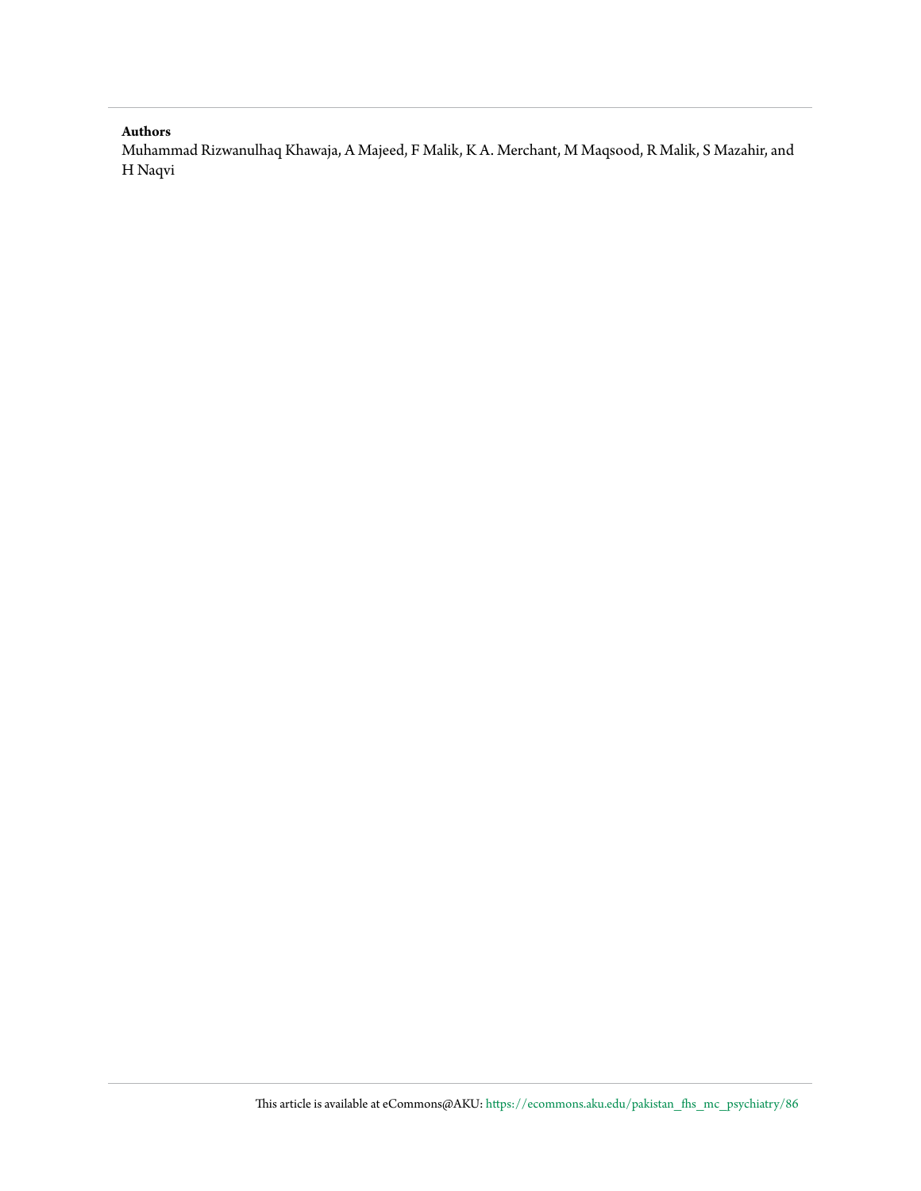**Authors**

Muhammad Rizwanulhaq Khawaja, A Majeed, F Malik, K A. Merchant, M Maqsood, R Malik, S Mazahir, and H Naqvi

This article is available at eCommons@AKU: https://ecommons.aku.edu/pakistan_fhs_mc_psychiatry/86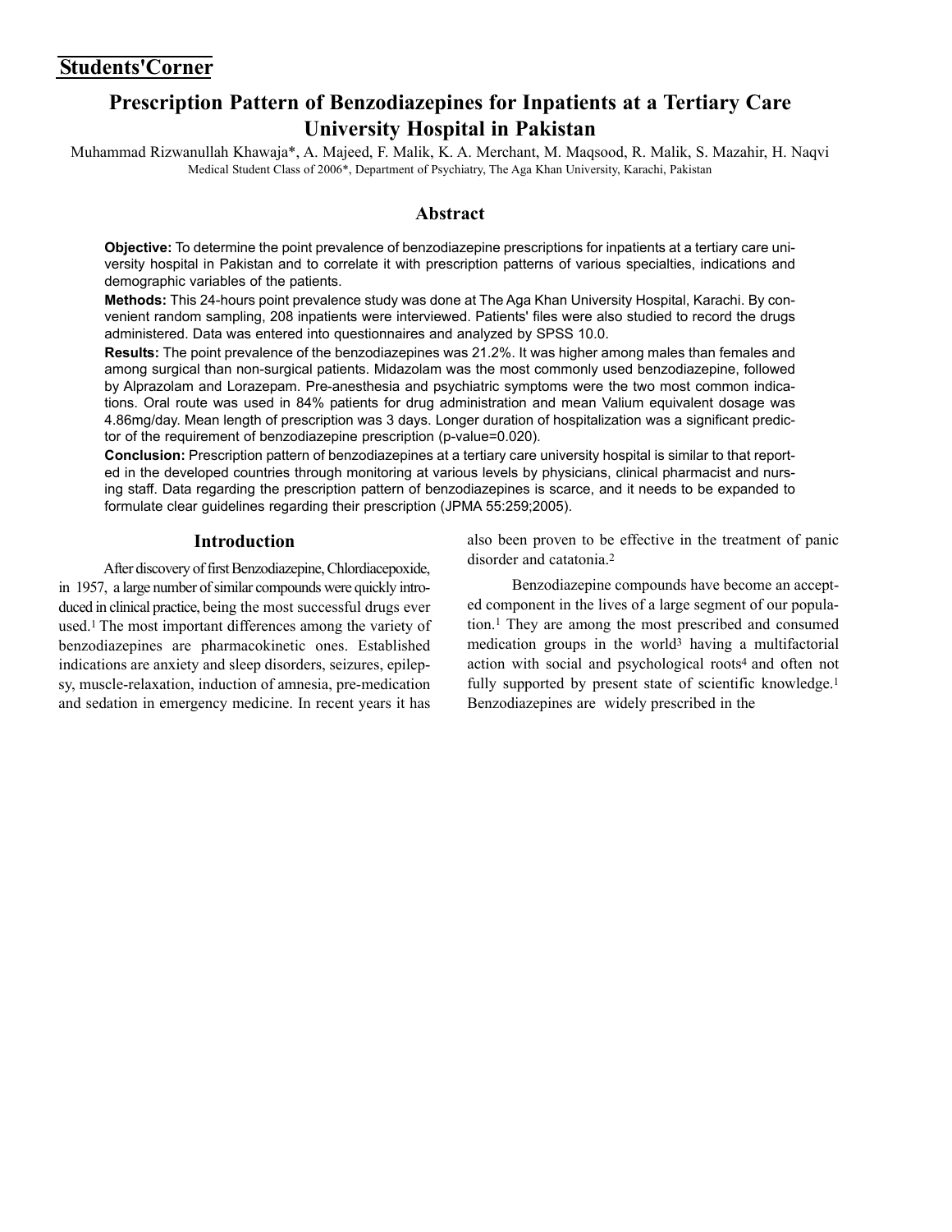## Students'Corner

# Prescription Pattern of Benzodiazepines for Inpatients at a Tertiary Care University Hospital in Pakistan

Muhammad Rizwanullah Khawaja*, A. Majeed, F. Malik, K. A. Merchant, M. Maqsood, R. Malik, S. Mazahir, H. Naqvi

Medical Student Class of 2006*, Department of Psychiatry, The Aga Khan University, Karachi, Pakistan

## Abstract

**Objective:** To determine the point prevalence of benzodiazepine prescriptions for inpatients at a tertiary care university hospital in Pakistan and to correlate it with prescription patterns of various specialties, indications and demographic variables of the patients.

**Methods:** This 24-hours point prevalence study was done at The Aga Khan University Hospital, Karachi. By convenient random sampling, 208 inpatients were interviewed. Patients' files were also studied to record the drugs administered. Data was entered into questionnaires and analyzed by SPSS 10.0.

**Results:** The point prevalence of the benzodiazepines was 21.2%. It was higher among males than females and among surgical than non-surgical patients. Midazolam was the most commonly used benzodiazepine, followed by Alprazolam and Lorazepam. Pre-anesthesia and psychiatric symptoms were the two most common indications. Oral route was used in 84% patients for drug administration and mean Valium equivalent dosage was 4.86mg/day. Mean length of prescription was 3 days. Longer duration of hospitalization was a significant predictor of the requirement of benzodiazepine prescription (p-value=0.020).

**Conclusion:** Prescription pattern of benzodiazepines at a tertiary care university hospital is similar to that reported in the developed countries through monitoring at various levels by physicians, clinical pharmacist and nursing staff. Data regarding the prescription pattern of benzodiazepines is scarce, and it needs to be expanded to formulate clear guidelines regarding their prescription (JPMA 55:259;2005).

## Introduction

After discovery of first Benzodiazepine, Chlordiacepoxide, in 1957, a large number of similar compounds were quickly introduced in clinical practice, being the most successful drugs ever used.[1] The most important differences among the variety of benzodiazepines are pharmacokinetic ones. Established indications are anxiety and sleep disorders, seizures, epilepsy, muscle-relaxation, induction of amnesia, pre-medication and sedation in emergency medicine. In recent years it has also been proven to be effective in the treatment of panic disorder and catatonia.[2]

Benzodiazepine compounds have become an accepted component in the lives of a large segment of our population.[1] They are among the most prescribed and consumed medication groups in the world[3] having a multifactorial action with social and psychological roots[4] and often not fully supported by present state of scientific knowledge.[1] Benzodiazepines are widely prescribed in the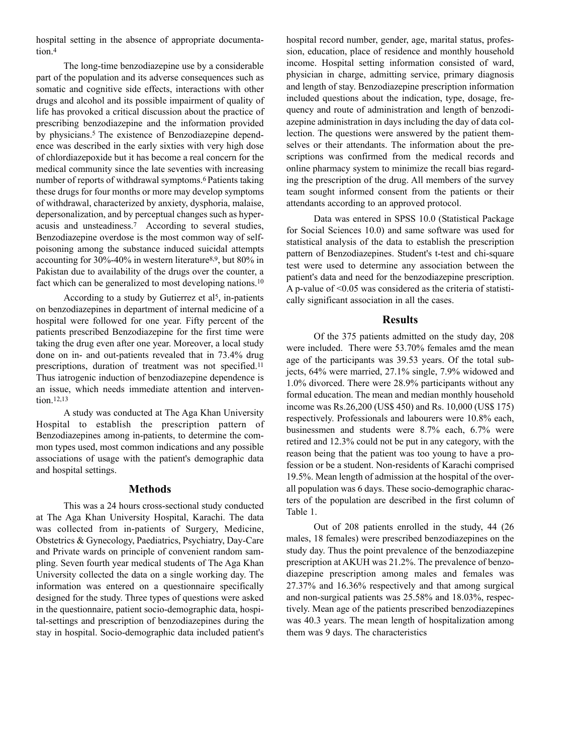hospital setting in the absence of appropriate documentation.[4]

The long-time benzodiazepine use by a considerable part of the population and its adverse consequences such as somatic and cognitive side effects, interactions with other drugs and alcohol and its possible impairment of quality of life has provoked a critical discussion about the practice of prescribing benzodiazepine and the information provided by physicians.[5] The existence of Benzodiazepine dependence was described in the early sixties with very high dose of chlordiazepoxide but it has become a real concern for the medical community since the late seventies with increasing number of reports of withdrawal symptoms.[6] Patients taking these drugs for four months or more may develop symptoms of withdrawal, characterized by anxiety, dysphoria, malaise, depersonalization, and by perceptual changes such as hyperacusis and unsteadiness.[7] According to several studies, Benzodiazepine overdose is the most common way of self-poisoning among the substance induced suicidal attempts accounting for 30%-40% in western literature[8,9], but 80% in Pakistan due to availability of the drugs over the counter, a fact which can be generalized to most developing nations.[10]

According to a study by Gutierrez et al[5], in-patients on benzodiazepines in department of internal medicine of a hospital were followed for one year. Fifty percent of the patients prescribed Benzodiazepine for the first time were taking the drug even after one year. Moreover, a local study done on in- and out-patients revealed that in 73.4% drug prescriptions, duration of treatment was not specified.[11] Thus iatrogenic induction of benzodiazepine dependence is an issue, which needs immediate attention and intervention.[12,13]

A study was conducted at The Aga Khan University Hospital to establish the prescription pattern of Benzodiazepines among in-patients, to determine the common types used, most common indications and any possible associations of usage with the patient's demographic data and hospital settings.

## Methods

This was a 24 hours cross-sectional study conducted at The Aga Khan University Hospital, Karachi. The data was collected from in-patients of Surgery, Medicine, Obstetrics & Gynecology, Paediatrics, Psychiatry, Day-Care and Private wards on principle of convenient random sampling. Seven fourth year medical students of The Aga Khan University collected the data on a single working day. The information was entered on a questionnaire specifically designed for the study. Three types of questions were asked in the questionnaire, patient socio-demographic data, hospital-settings and prescription of benzodiazepines during the stay in hospital. Socio-demographic data included patient's hospital record number, gender, age, marital status, profession, education, place of residence and monthly household income. Hospital setting information consisted of ward, physician in charge, admitting service, primary diagnosis and length of stay. Benzodiazepine prescription information included questions about the indication, type, dosage, frequency and route of administration and length of benzodiazepine administration in days including the day of data collection. The questions were answered by the patient themselves or their attendants. The information about the prescriptions was confirmed from the medical records and online pharmacy system to minimize the recall bias regarding the prescription of the drug. All members of the survey team sought informed consent from the patients or their attendants according to an approved protocol.

Data was entered in SPSS 10.0 (Statistical Package for Social Sciences 10.0) and same software was used for statistical analysis of the data to establish the prescription pattern of Benzodiazepines. Student's t-test and chi-square test were used to determine any association between the patient's data and need for the benzodiazepine prescription. A p-value of $<0.05$ was considered as the criteria of statistically significant association in all the cases.

## Results

Of the 375 patients admitted on the study day, 208 were included. There were 53.70% females amd the mean age of the participants was 39.53 years. Of the total subjects, 64% were married, 27.1% single, 7.9% widowed and 1.0% divorced. There were 28.9% participants without any formal education. The mean and median monthly household income was Rs.26,200 (US$ 450) and Rs. 10,000 (US$ 175) respectively. Professionals and labourers were 10.8% each, businessmen and students were 8.7% each, 6.7% were retired and 12.3% could not be put in any category, with the reason being that the patient was too young to have a profession or be a student. Non-residents of Karachi comprised 19.5%. Mean length of admission at the hospital of the overall population was 6 days. These socio-demographic characters of the population are described in the first column of Table 1.

Out of 208 patients enrolled in the study, 44 (26 males, 18 females) were prescribed benzodiazepines on the study day. Thus the point prevalence of the benzodiazepine prescription at AKUH was 21.2%. The prevalence of benzodiazepine prescription among males and females was 27.37% and 16.36% respectively and that among surgical and non-surgical patients was 25.58% and 18.03%, respectively. Mean age of the patients prescribed benzodiazepines was 40.3 years. The mean length of hospitalization among them was 9 days. The characteristics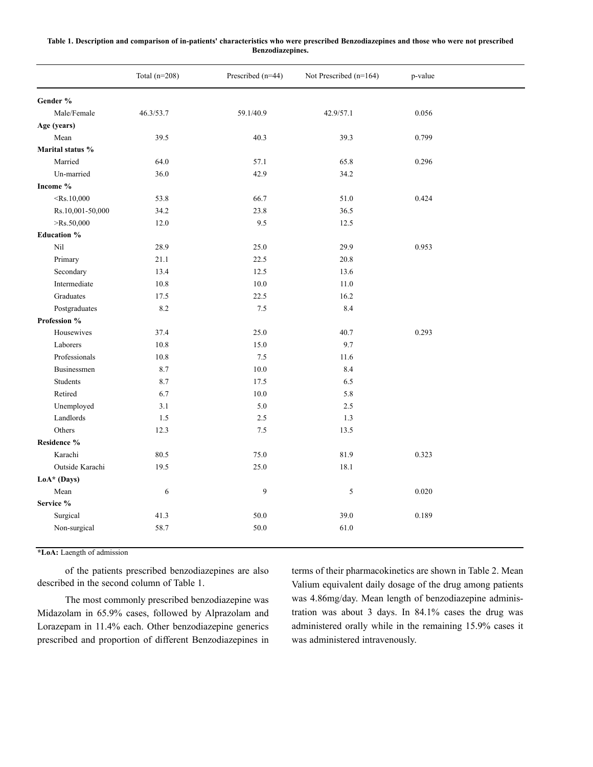**Table 1. Description and comparison of in-patients' characteristics who were prescribed Benzodiazepines and those who were not prescribed Benzodiazepines.**

| | Total (n=208) | Prescribed (n=44) | Not Prescribed (n=164) | p-value |
|---|---|---|---|---|
| **Gender %** | | | | |
| Male/Female | 46.3/53.7 | 59.1/40.9 | 42.9/57.1 | 0.056 |
| **Age (years)** | | | | |
| Mean | 39.5 | 40.3 | 39.3 | 0.799 |
| **Marital status %** | | | | |
| Married | 64.0 | 57.1 | 65.8 | 0.296 |
| Un-married | 36.0 | 42.9 | 34.2 | |
| **Income %** | | | | |
| <Rs.10,000 | 53.8 | 66.7 | 51.0 | 0.424 |
| Rs.10,001-50,000 | 34.2 | 23.8 | 36.5 | |
| >Rs.50,000 | 12.0 | 9.5 | 12.5 | |
| **Education %** | | | | |
| Nil | 28.9 | 25.0 | 29.9 | 0.953 |
| Primary | 21.1 | 22.5 | 20.8 | |
| Secondary | 13.4 | 12.5 | 13.6 | |
| Intermediate | 10.8 | 10.0 | 11.0 | |
| Graduates | 17.5 | 22.5 | 16.2 | |
| Postgraduates | 8.2 | 7.5 | 8.4 | |
| **Profession %** | | | | |
| Housewives | 37.4 | 25.0 | 40.7 | 0.293 |
| Laborers | 10.8 | 15.0 | 9.7 | |
| Professionals | 10.8 | 7.5 | 11.6 | |
| Businessmen | 8.7 | 10.0 | 8.4 | |
| Students | 8.7 | 17.5 | 6.5 | |
| Retired | 6.7 | 10.0 | 5.8 | |
| Unemployed | 3.1 | 5.0 | 2.5 | |
| Landlords | 1.5 | 2.5 | 1.3 | |
| Others | 12.3 | 7.5 | 13.5 | |
| **Residence %** | | | | |
| Karachi | 80.5 | 75.0 | 81.9 | 0.323 |
| Outside Karachi | 19.5 | 25.0 | 18.1 | |
| **LoA* (Days)** | | | | |
| Mean | 6 | 9 | 5 | 0.020 |
| **Service %** | | | | |
| Surgical | 41.3 | 50.0 | 39.0 | 0.189 |
| Non-surgical | 58.7 | 50.0 | 61.0 | |

***LoA:** Laength of admission

of the patients prescribed benzodiazepines are also described in the second column of Table 1.

The most commonly prescribed benzodiazepine was Midazolam in 65.9% cases, followed by Alprazolam and Lorazepam in 11.4% each. Other benzodiazepine generics prescribed and proportion of different Benzodiazepines in terms of their pharmacokinetics are shown in Table 2. Mean Valium equivalent daily dosage of the drug among patients was 4.86mg/day. Mean length of benzodiazepine administration was about 3 days. In 84.1% cases the drug was administered orally while in the remaining 15.9% cases it was administered intravenously.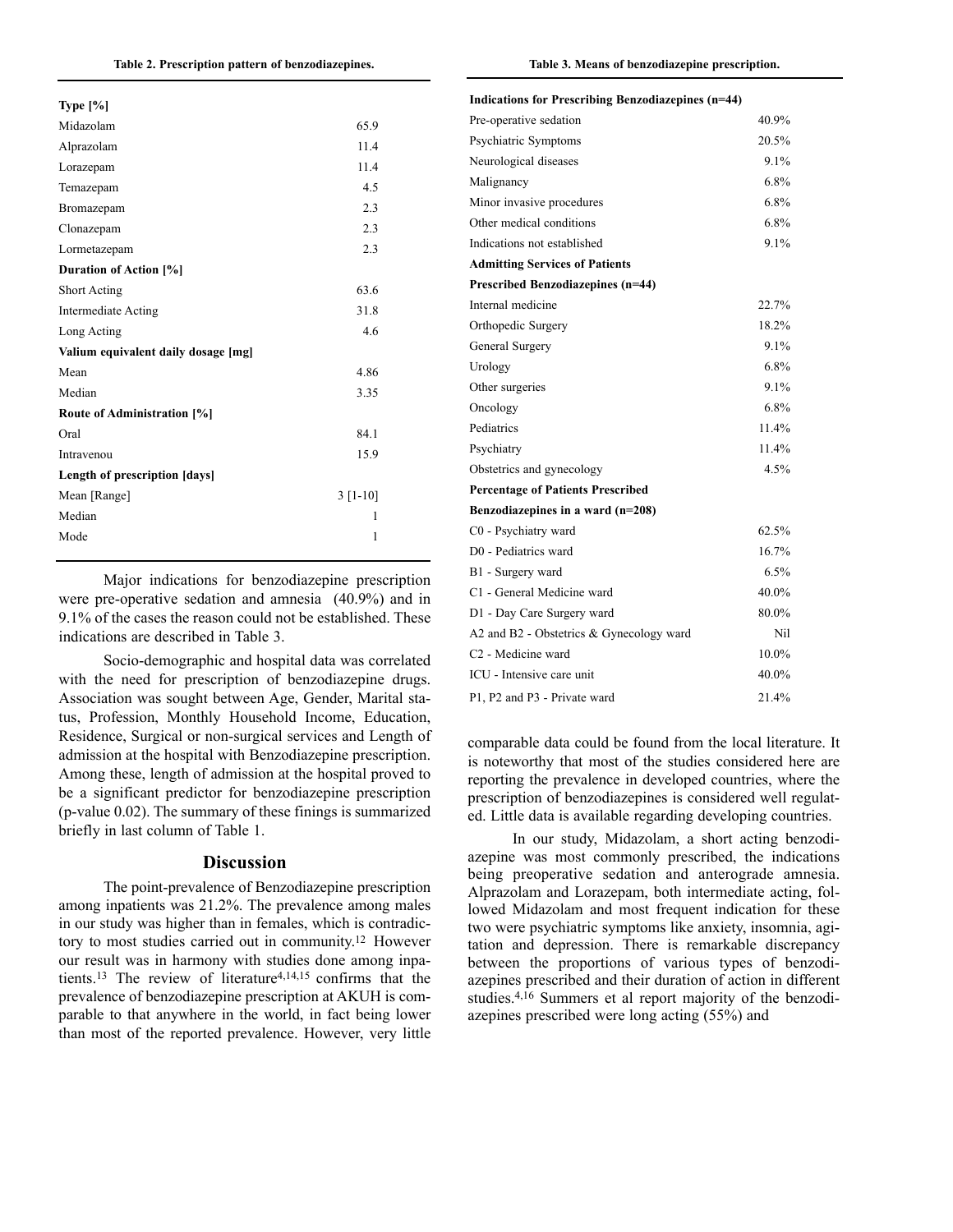Table 2. Prescription pattern of benzodiazepines.

| | |
|---|---|
| **Type [%]** | |
| Midazolam | 65.9 |
| Alprazolam | 11.4 |
| Lorazepam | 11.4 |
| Temazepam | 4.5 |
| Bromazepam | 2.3 |
| Clonazepam | 2.3 |
| Lormetazepam | 2.3 |
| **Duration of Action [%]** | |
| Short Acting | 63.6 |
| Intermediate Acting | 31.8 |
| Long Acting | 4.6 |
| **Valium equivalent daily dosage [mg]** | |
| Mean | 4.86 |
| Median | 3.35 |
| **Route of Administration [%]** | |
| Oral | 84.1 |
| Intravenou | 15.9 |
| **Length of prescription [days]** | |
| Mean [Range] | 3 [1-10] |
| Median | 1 |
| Mode | 1 |

Major indications for benzodiazepine prescription were pre-operative sedation and amnesia (40.9%) and in 9.1% of the cases the reason could not be established. These indications are described in Table 3.

Socio-demographic and hospital data was correlated with the need for prescription of benzodiazepine drugs. Association was sought between Age, Gender, Marital status, Profession, Monthly Household Income, Education, Residence, Surgical or non-surgical services and Length of admission at the hospital with Benzodiazepine prescription. Among these, length of admission at the hospital proved to be a significant predictor for benzodiazepine prescription (p-value 0.02). The summary of these finings is summarized briefly in last column of Table 1.

Table 3. Means of benzodiazepine prescription.

| | |
|---|---|
| **Indications for Prescribing Benzodiazepines (n=44)** | |
| Pre-operative sedation | 40.9% |
| Psychiatric Symptoms | 20.5% |
| Neurological diseases | 9.1% |
| Malignancy | 6.8% |
| Minor invasive procedures | 6.8% |
| Other medical conditions | 6.8% |
| Indications not established | 9.1% |
| **Admitting Services of Patients Prescribed Benzodiazepines (n=44)** | |
| Internal medicine | 22.7% |
| Orthopedic Surgery | 18.2% |
| General Surgery | 9.1% |
| Urology | 6.8% |
| Other surgeries | 9.1% |
| Oncology | 6.8% |
| Pediatrics | 11.4% |
| Psychiatry | 11.4% |
| Obstetrics and gynecology | 4.5% |
| **Percentage of Patients Prescribed Benzodiazepines in a ward (n=208)** | |
| C0 - Psychiatry ward | 62.5% |
| D0 - Pediatrics ward | 16.7% |
| B1 - Surgery ward | 6.5% |
| C1 - General Medicine ward | 40.0% |
| D1 - Day Care Surgery ward | 80.0% |
| A2 and B2 - Obstetrics & Gynecology ward | Nil |
| C2 - Medicine ward | 10.0% |
| ICU - Intensive care unit | 40.0% |
| P1, P2 and P3 - Private ward | 21.4% |

## Discussion

The point-prevalence of Benzodiazepine prescription among inpatients was 21.2%. The prevalence among males in our study was higher than in females, which is contradictory to most studies carried out in community.[12] However our result was in harmony with studies done among inpatients.[13] The review of literature[4,14,15] confirms that the prevalence of benzodiazepine prescription at AKUH is comparable to that anywhere in the world, in fact being lower than most of the reported prevalence. However, very little comparable data could be found from the local literature. It is noteworthy that most of the studies considered here are reporting the prevalence in developed countries, where the prescription of benzodiazepines is considered well regulated. Little data is available regarding developing countries.

In our study, Midazolam, a short acting benzodiazepine was most commonly prescribed, the indications being preoperative sedation and anterograde amnesia. Alprazolam and Lorazepam, both intermediate acting, followed Midazolam and most frequent indication for these two were psychiatric symptoms like anxiety, insomnia, agitation and depression. There is remarkable discrepancy between the proportions of various types of benzodiazepines prescribed and their duration of action in different studies.[4,16] Summers et al report majority of the benzodiazepines prescribed were long acting (55%) and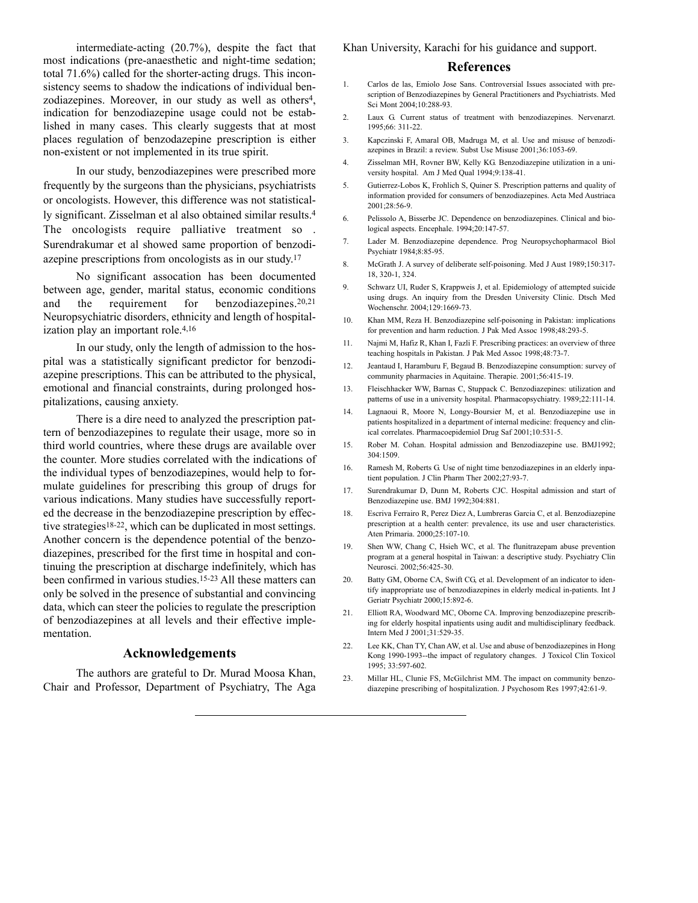intermediate-acting (20.7%), despite the fact that most indications (pre-anaesthetic and night-time sedation; total 71.6%) called for the shorter-acting drugs. This inconsistency seems to shadow the indications of individual benzodiazepines. Moreover, in our study as well as others[4], indication for benzodiazepine usage could not be established in many cases. This clearly suggests that at most places regulation of benzodazepine prescription is either non-existent or not implemented in its true spirit.

In our study, benzodiazepines were prescribed more frequently by the surgeons than the physicians, psychiatrists or oncologists. However, this difference was not statistically significant. Zisselman et al also obtained similar results.[4] The oncologists require palliative treatment so . Surendrakumar et al showed same proportion of benzodiazepine prescriptions from oncologists as in our study.[17]

No significant assocation has been documented between age, gender, marital status, economic conditions and the requirement for benzodiazepines.[20,21] Neuropsychiatric disorders, ethnicity and length of hospitalization play an important role.[4,16]

In our study, only the length of admission to the hospital was a statistically significant predictor for benzodiazepine prescriptions. This can be attributed to the physical, emotional and financial constraints, during prolonged hospitalizations, causing anxiety.

There is a dire need to analyzed the prescription pattern of benzodiazepines to regulate their usage, more so in third world countries, where these drugs are available over the counter. More studies correlated with the indications of the individual types of benzodiazepines, would help to formulate guidelines for prescribing this group of drugs for various indications. Many studies have successfully reported the decrease in the benzodiazepine prescription by effective strategies[18-22], which can be duplicated in most settings. Another concern is the dependence potential of the benzodiazepines, prescribed for the first time in hospital and continuing the prescription at discharge indefinitely, which has been confirmed in various studies.[15-23] All these matters can only be solved in the presence of substantial and convincing data, which can steer the policies to regulate the prescription of benzodiazepines at all levels and their effective implementation.

## Acknowledgements

The authors are grateful to Dr. Murad Moosa Khan, Chair and Professor, Department of Psychiatry, The Aga Khan University, Karachi for his guidance and support.

## References

1. Carlos de las, Emiolo Jose Sans. Controversial Issues associated with prescription of Benzodiazepines by General Practitioners and Psychiatrists. Med Sci Mont 2004;10:288-93.
2. Laux G. Current status of treatment with benzodiazepines. Nervenarzt. 1995;66: 311-22.
3. Kapczinski F, Amaral OB, Madruga M, et al. Use and misuse of benzodiazepines in Brazil: a review. Subst Use Misuse 2001;36:1053-69.
4. Zisselman MH, Rovner BW, Kelly KG. Benzodiazepine utilization in a university hospital. Am J Med Qual 1994;9:138-41.
5. Gutierrez-Lobos K, Frohlich S, Quiner S. Prescription patterns and quality of information provided for consumers of benzodiazepines. Acta Med Austriaca 2001;28:56-9.
6. Pelissolo A, Bisserbe JC. Dependence on benzodiazepines. Clinical and biological aspects. Encephale. 1994;20:147-57.
7. Lader M. Benzodiazepine dependence. Prog Neuropsychopharmacol Biol Psychiatr 1984;8:85-95.
8. McGrath J. A survey of deliberate self-poisoning. Med J Aust 1989;150:317-18, 320-1, 324.
9. Schwarz UI, Ruder S, Krappweis J, et al. Epidemiology of attempted suicide using drugs. An inquiry from the Dresden University Clinic. Dtsch Med Wochenschr. 2004;129:1669-73.
10. Khan MM, Reza H. Benzodiazepine self-poisoning in Pakistan: implications for prevention and harm reduction. J Pak Med Assoc 1998;48:293-5.
11. Najmi M, Hafiz R, Khan I, Fazli F. Prescribing practices: an overview of three teaching hospitals in Pakistan. J Pak Med Assoc 1998;48:73-7.
12. Jeantaud I, Haramburu F, Begaud B. Benzodiazepine consumption: survey of community pharmacies in Aquitaine. Therapie. 2001;56:415-19.
13. Fleischhacker WW, Barnas C, Stuppack C. Benzodiazepines: utilization and patterns of use in a university hospital. Pharmacopsychiatry. 1989;22:111-14.
14. Lagnaoui R, Moore N, Longy-Boursier M, et al. Benzodiazepine use in patients hospitalized in a department of internal medicine: frequency and clinical correlates. Pharmacoepidemiol Drug Saf 2001;10:531-5.
15. Rober M. Cohan. Hospital admission and Benzodiazepine use. BMJ1992; 304:1509.
16. Ramesh M, Roberts G. Use of night time benzodiazepines in an elderly inpatient population. J Clin Pharm Ther 2002;27:93-7.
17. Surendrakumar D, Dunn M, Roberts CJC. Hospital admission and start of Benzodiazepine use. BMJ 1992;304:881.
18. Escriva Ferrairo R, Perez Diez A, Lumbreras Garcia C, et al. Benzodiazepine prescription at a health center: prevalence, its use and user characteristics. Aten Primaria. 2000;25:107-10.
19. Shen WW, Chang C, Hsieh WC, et al. The flunitrazepam abuse prevention program at a general hospital in Taiwan: a descriptive study. Psychiatry Clin Neurosci. 2002;56:425-30.
20. Batty GM, Oborne CA, Swift CG, et al. Development of an indicator to identify inappropriate use of benzodiazepines in elderly medical in-patients. Int J Geriatr Psychiatr 2000;15:892-6.
21. Elliott RA, Woodward MC, Oborne CA. Improving benzodiazepine prescribing for elderly hospital inpatients using audit and multidisciplinary feedback. Intern Med J 2001;31:529-35.
22. Lee KK, Chan TY, Chan AW, et al. Use and abuse of benzodiazepines in Hong Kong 1990-1993--the impact of regulatory changes. J Toxicol Clin Toxicol 1995; 33:597-602.
23. Millar HL, Clunie FS, McGilchrist MM. The impact on community benzodiazepine prescribing of hospitalization. J Psychosom Res 1997;42:61-9.